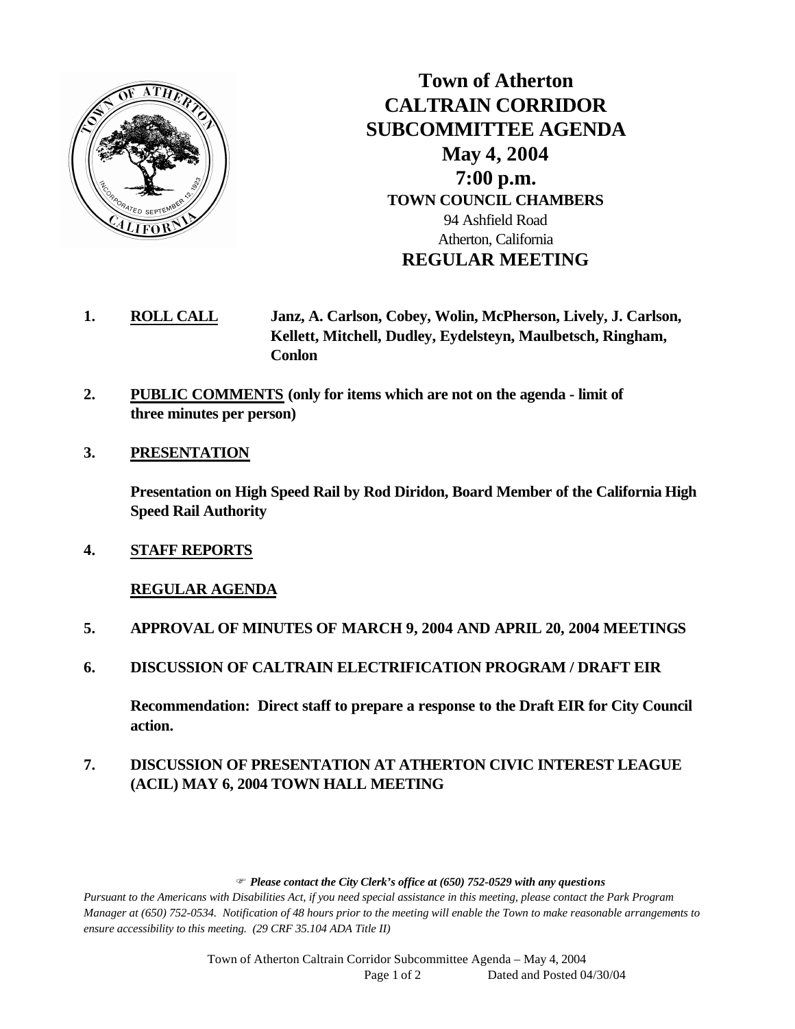# Town of Atherton
# CALTRAIN CORRIDOR SUBCOMMITTEE AGENDA
## May 4, 2004
## 7:00 p.m.
### TOWN COUNCIL CHAMBERS

94 Ashfield Road
Atherton, California

### REGULAR MEETING

1. **ROLL CALL** **Janz, A. Carlson, Cobey, Wolin, McPherson, Lively, J. Carlson, Kellett, Mitchell, Dudley, Eydelsteyn, Maulbetsch, Ringham, Conlon**

2. **PUBLIC COMMENTS (only for items which are not on the agenda - limit of three minutes per person)**

3. **PRESENTATION**

   **Presentation on High Speed Rail by Rod Diridon, Board Member of the California High Speed Rail Authority**

4. **STAFF REPORTS**

   **REGULAR AGENDA**

5. **APPROVAL OF MINUTES OF MARCH 9, 2004 AND APRIL 20, 2004 MEETINGS**

6. **DISCUSSION OF CALTRAIN ELECTRIFICATION PROGRAM / DRAFT EIR**

   **Recommendation: Direct staff to prepare a response to the Draft EIR for City Council action.**

7. **DISCUSSION OF PRESENTATION AT ATHERTON CIVIC INTEREST LEAGUE (ACIL) MAY 6, 2004 TOWN HALL MEETING**

***Please contact the City Clerk's office at (650) 752-0529 with any questions***

*Pursuant to the Americans with Disabilities Act, if you need special assistance in this meeting, please contact the Park Program Manager at (650) 752-0534. Notification of 48 hours prior to the meeting will enable the Town to make reasonable arrangements to ensure accessibility to this meeting. (29 CRF 35.104 ADA Title II)*

Dated and Posted 04/30/04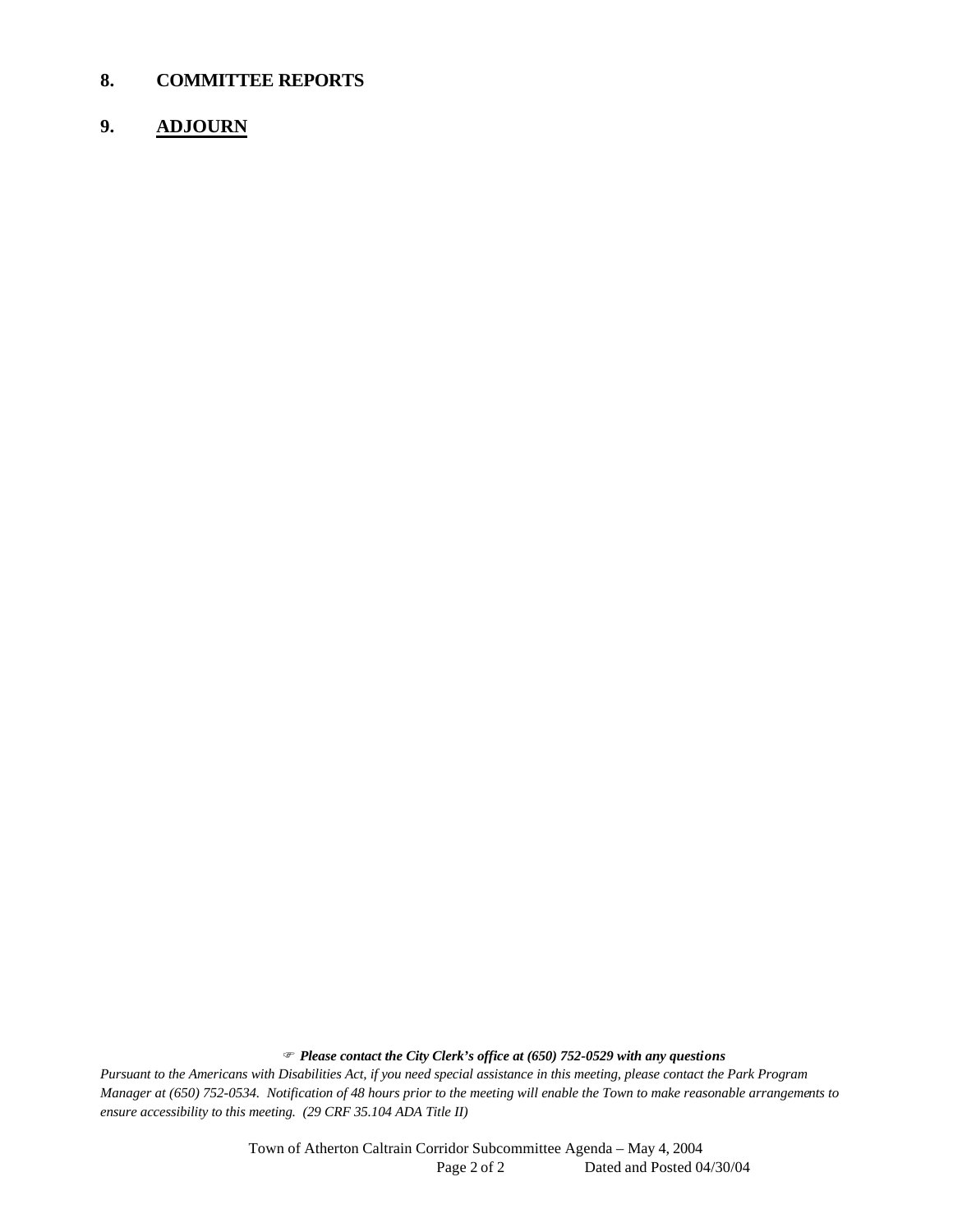## 8. COMMITTEE REPORTS

## 9. ADJOURN

☞ ***Please contact the City Clerk's office at (650) 752-0529 with any questions***

*Pursuant to the Americans with Disabilities Act, if you need special assistance in this meeting, please contact the Park Program Manager at (650) 752-0534. Notification of 48 hours prior to the meeting will enable the Town to make reasonable arrangements to ensure accessibility to this meeting. (29 CRF 35.104 ADA Title II)*

Town of Atherton Caltrain Corridor Subcommittee Agenda – May 4, 2004

Dated and Posted 04/30/04